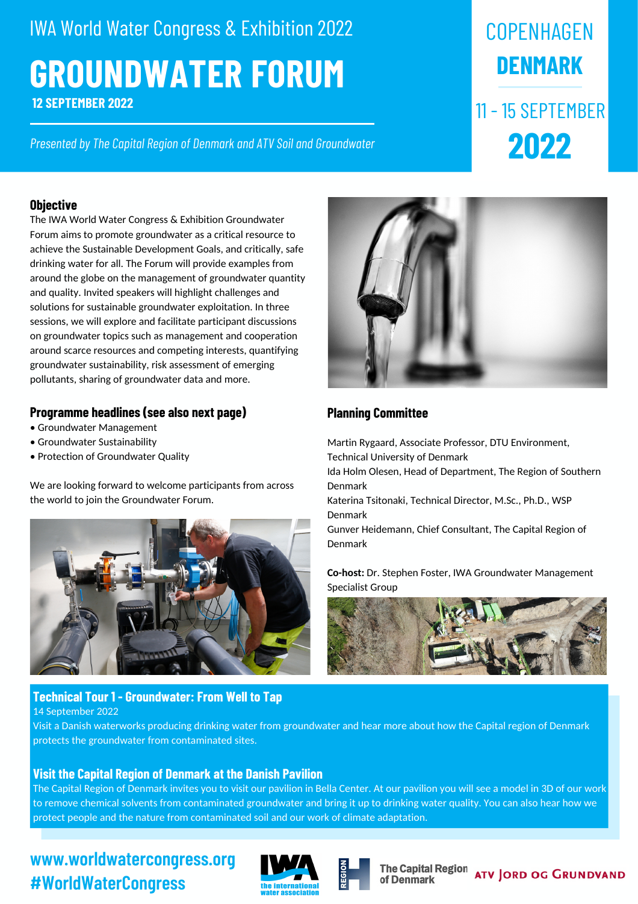IWA World Water Congress & Exhibition 2022

# GROUNDWATER FORUM

**12 SEPTEMBER 2022**

*Presented by The Capital Region of Denmark and ATV Soil and Groundwater*

COPENHAGEN
**DENMARK**

11 - 15 SEPTEMBER
**2022**

## Objective

The IWA World Water Congress & Exhibition Groundwater Forum aims to promote groundwater as a critical resource to achieve the Sustainable Development Goals, and critically, safe drinking water for all. The Forum will provide examples from around the globe on the management of groundwater quantity and quality. Invited speakers will highlight challenges and solutions for sustainable groundwater exploitation. In three sessions, we will explore and facilitate participant discussions on groundwater topics such as management and cooperation around scarce resources and competing interests, quantifying groundwater sustainability, risk assessment of emerging pollutants, sharing of groundwater data and more.

## Programme headlines (see also next page)

- Groundwater Management
- Groundwater Sustainability
- Protection of Groundwater Quality

We are looking forward to welcome participants from across the world to join the Groundwater Forum.

## Planning Committee

Martin Rygaard, Associate Professor, DTU Environment, Technical University of Denmark
Ida Holm Olesen, Head of Department, The Region of Southern Denmark
Katerina Tsitonaki, Technical Director, M.Sc., Ph.D., WSP Denmark
Gunver Heidemann, Chief Consultant, The Capital Region of Denmark

**Co-host:** Dr. Stephen Foster, IWA Groundwater Management Specialist Group

## Technical Tour 1 - Groundwater: From Well to Tap

14 September 2022
Visit a Danish waterworks producing drinking water from groundwater and hear more about how the Capital region of Denmark protects the groundwater from contaminated sites.

## Visit the Capital Region of Denmark at the Danish Pavilion

The Capital Region of Denmark invites you to visit our pavilion in Bella Center. At our pavilion you will see a model in 3D of our work to remove chemical solvents from contaminated groundwater and bring it up to drinking water quality. You can also hear how we protect people and the nature from contaminated soil and our work of climate adaptation.

**www.worldwatercongress.org**
**#WorldWaterCongress**

the international water association
The Capital Region of Denmark
ATV Jord og Grundvand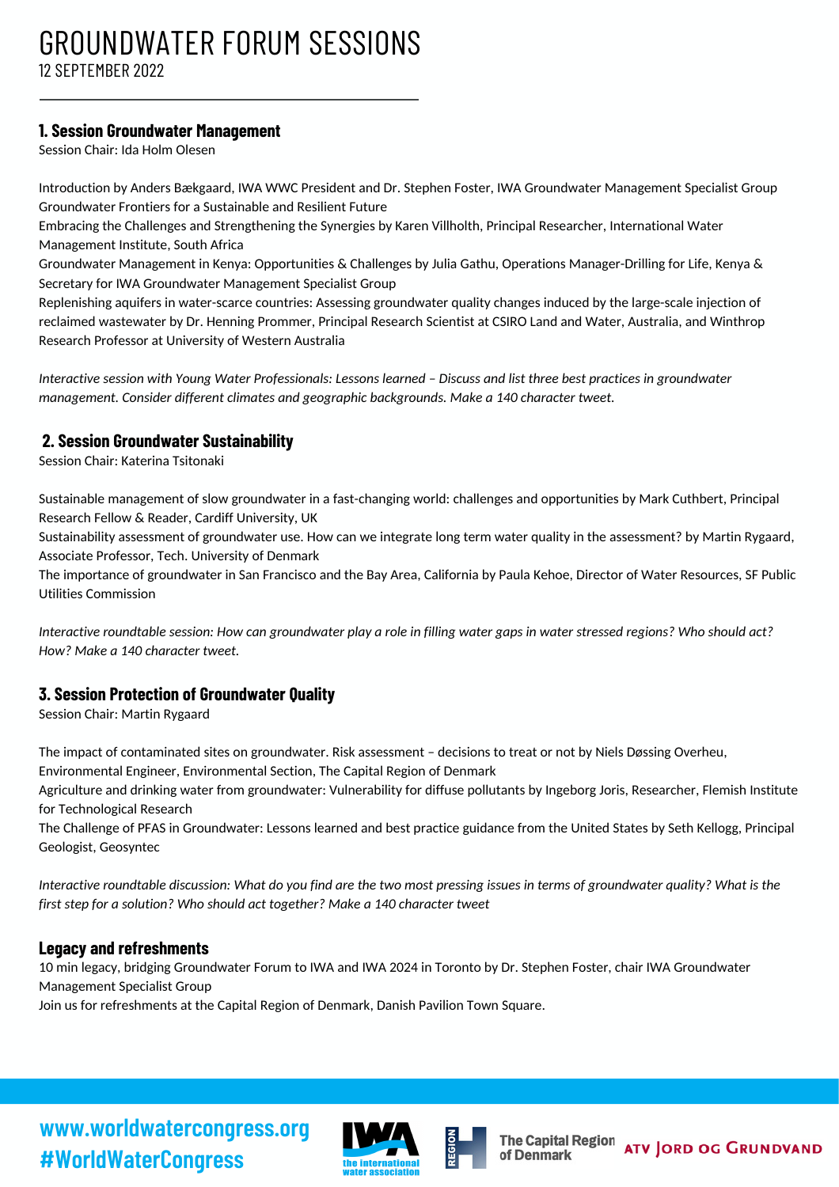# GROUNDWATER FORUM SESSIONS

12 SEPTEMBER 2022

## 1. Session Groundwater Management

Session Chair: Ida Holm Olesen

Introduction by Anders Bækgaard, IWA WWC President and Dr. Stephen Foster, IWA Groundwater Management Specialist Group
Groundwater Frontiers for a Sustainable and Resilient Future
Embracing the Challenges and Strengthening the Synergies by Karen Villholth, Principal Researcher, International Water Management Institute, South Africa
Groundwater Management in Kenya: Opportunities & Challenges by Julia Gathu, Operations Manager-Drilling for Life, Kenya & Secretary for IWA Groundwater Management Specialist Group
Replenishing aquifers in water-scarce countries: Assessing groundwater quality changes induced by the large-scale injection of reclaimed wastewater by Dr. Henning Prommer, Principal Research Scientist at CSIRO Land and Water, Australia, and Winthrop Research Professor at University of Western Australia

*Interactive session with Young Water Professionals: Lessons learned – Discuss and list three best practices in groundwater management. Consider different climates and geographic backgrounds. Make a 140 character tweet.*

## 2. Session Groundwater Sustainability

Session Chair: Katerina Tsitonaki

Sustainable management of slow groundwater in a fast-changing world: challenges and opportunities by Mark Cuthbert, Principal Research Fellow & Reader, Cardiff University, UK
Sustainability assessment of groundwater use. How can we integrate long term water quality in the assessment? by Martin Rygaard, Associate Professor, Tech. University of Denmark
The importance of groundwater in San Francisco and the Bay Area, California by Paula Kehoe, Director of Water Resources, SF Public Utilities Commission

*Interactive roundtable session: How can groundwater play a role in filling water gaps in water stressed regions? Who should act? How? Make a 140 character tweet.*

## 3. Session Protection of Groundwater Quality

Session Chair: Martin Rygaard

The impact of contaminated sites on groundwater. Risk assessment – decisions to treat or not by Niels Døssing Overheu, Environmental Engineer, Environmental Section, The Capital Region of Denmark
Agriculture and drinking water from groundwater: Vulnerability for diffuse pollutants by Ingeborg Joris, Researcher, Flemish Institute for Technological Research
The Challenge of PFAS in Groundwater: Lessons learned and best practice guidance from the United States by Seth Kellogg, Principal Geologist, Geosyntec

*Interactive roundtable discussion: What do you find are the two most pressing issues in terms of groundwater quality? What is the first step for a solution? Who should act together? Make a 140 character tweet*

## Legacy and refreshments

10 min legacy, bridging Groundwater Forum to IWA and IWA 2024 in Toronto by Dr. Stephen Foster, chair IWA Groundwater Management Specialist Group
Join us for refreshments at the Capital Region of Denmark, Danish Pavilion Town Square.

**www.worldwatercongress.org**
**#WorldWaterCongress**

IWA the international water association | REGION H The Capital Region of Denmark | ATV JORD OG GRUNDVAND